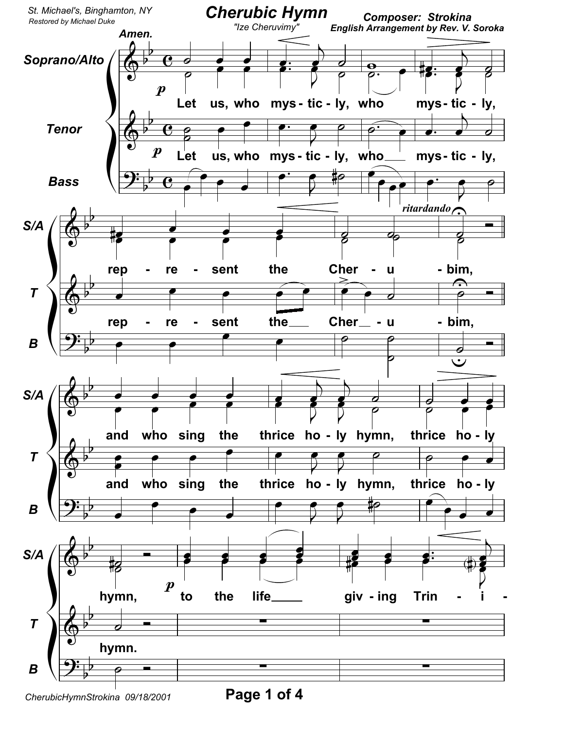St. Michael's, Binghamton, NY
Restored by Michael Duke

# Cherubic Hymn

"Ize Cheruvimy"

**Composer: Strokina**
**English Arrangement by Rev. V. Soroka**

Amen.

Soprano/Alto: Let us, who mys-tic-ly, who mys-tic-ly, rep-re-sent the Cher-u-bim, and who sing the thrice ho-ly hymn, thrice ho-ly hymn, to the life giv-ing Trin-i-

Tenor: Let us, who mys-tic-ly, who mys-tic-ly, rep-re-sent the Cher-u-bim, and who sing the thrice ho-ly hymn, thrice ho-ly hymn.

Bass

CherubicHymnStrokina 09/18/2001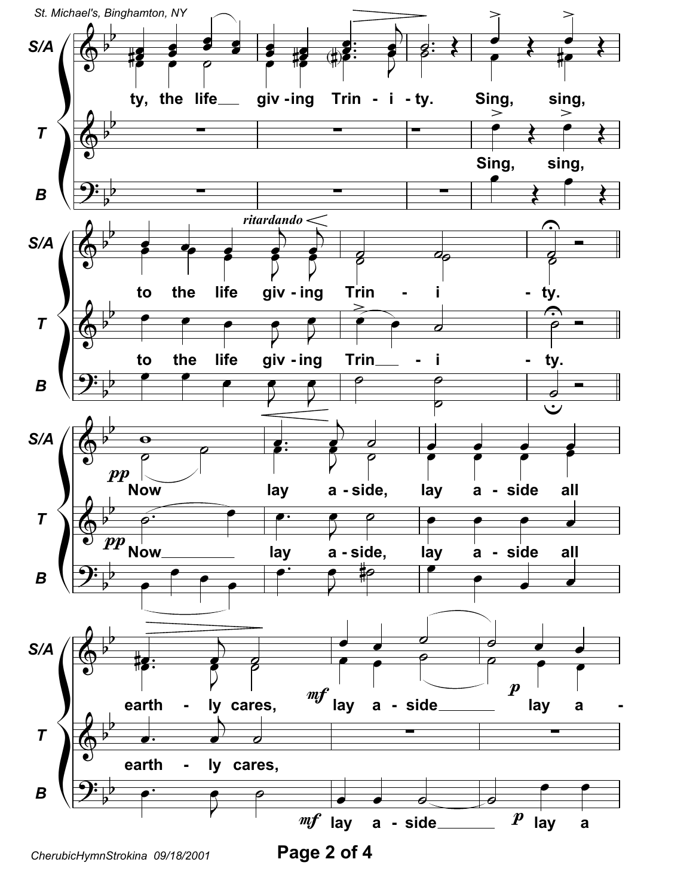| | |
|---|---|
| S/A | ty, the life ___ giv - ing Trin - i - ty. Sing, sing, |
| T | Sing, sing, |
| B | |

| | |
|---|---|
| S/A | to the life giv - ing Trin - i - ty. |
| T | to the life giv - ing Trin ___ - i - ty. |
| B | |

*ritardando*

| | |
|---|---|
| S/A | *pp* Now lay a - side, lay a - side all |
| T | *pp* Now ________ lay a - side, lay a - side all |
| B | |

| | |
|---|---|
| S/A | earth - ly cares, *mf* lay a - side ______ *p* lay a - |
| T | earth - ly cares, |
| B | *mf* lay a - side ______ *p* lay a |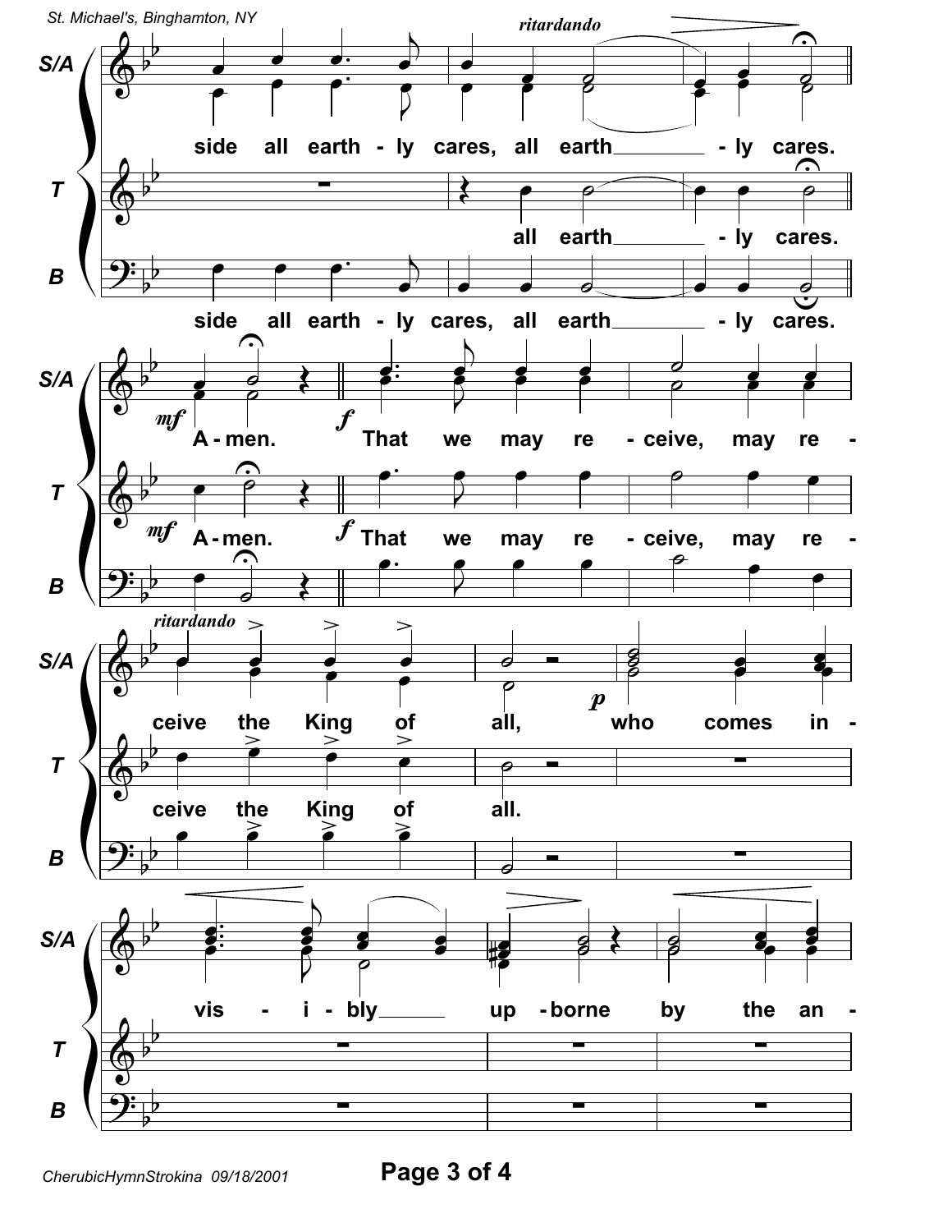side all earth - ly cares, all earth - ly cares.

all earth - ly cares.

side all earth - ly cares, all earth - ly cares.

A - men. That we may re - ceive, may re -

A - men. That we may re - ceive, may re -

ceive the King of all, who comes in -

ceive the King of all.

vis - i - bly up - borne by the an -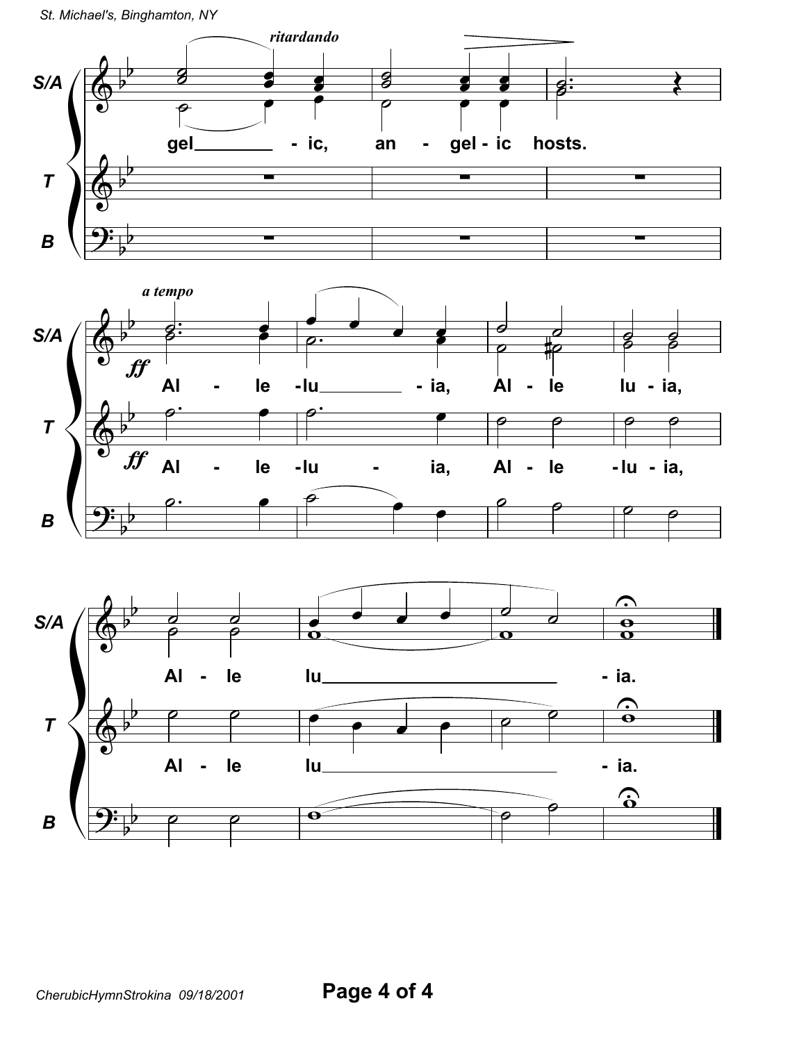St. Michael's, Binghamton, NY

*ritardando*

S/A: gel - ic, an - gel - ic hosts.

*a tempo*

*ff*

S/A: Al - le - lu - ia, Al - le lu - ia,

T: Al - le - lu - ia, Al - le - lu - ia,

S/A: Al - le lu - ia.

T: Al - le lu - ia.

CherubicHymnStrokina 09/18/2001